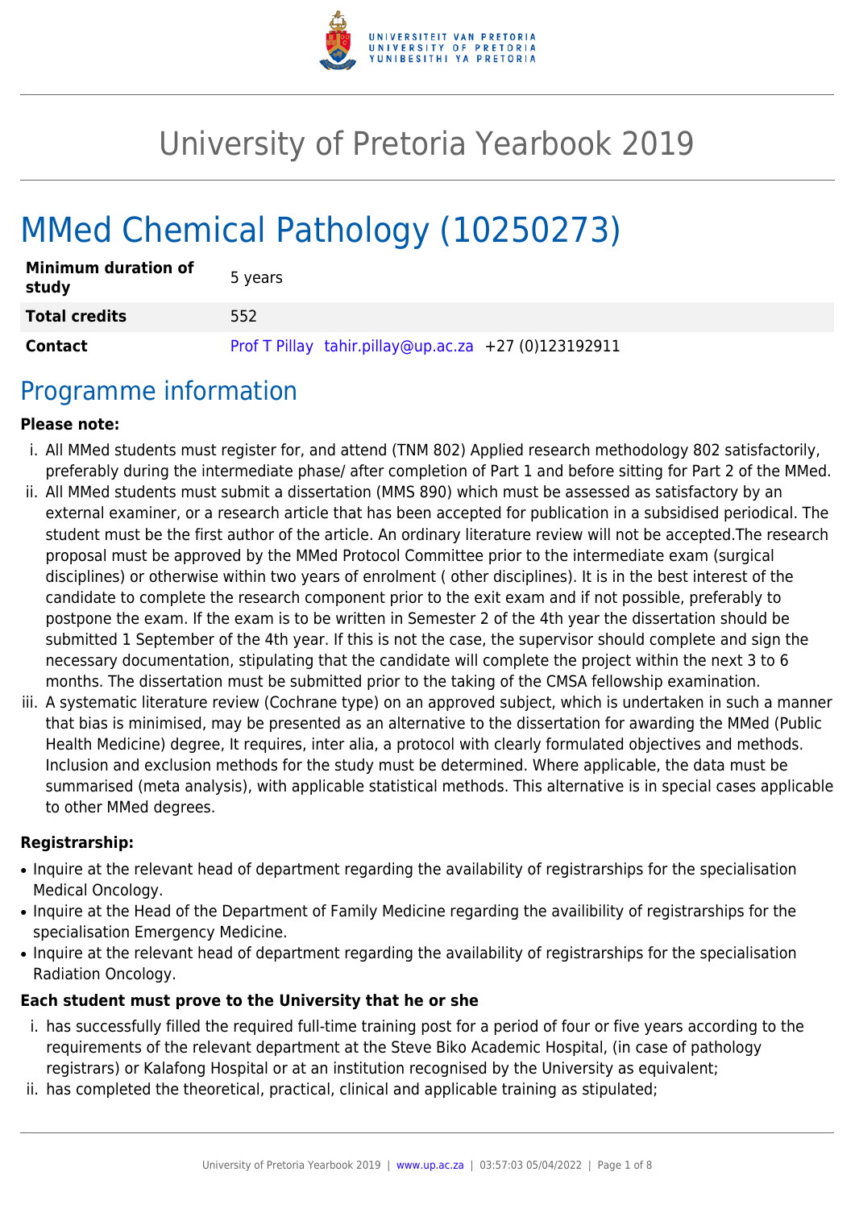# University of Pretoria Yearbook 2019

# MMed Chemical Pathology (10250273)

| | |
|---|---|
| **Minimum duration of study** | 5 years |
| **Total credits** | 552 |
| **Contact** | Prof T Pillay tahir.pillay@up.ac.za +27 (0)123192911 |

## Programme information

**Please note:**

i. All MMed students must register for, and attend (TNM 802) Applied research methodology 802 satisfactorily, preferably during the intermediate phase/ after completion of Part 1 and before sitting for Part 2 of the MMed.

ii. All MMed students must submit a dissertation (MMS 890) which must be assessed as satisfactory by an external examiner, or a research article that has been accepted for publication in a subsidised periodical. The student must be the first author of the article. An ordinary literature review will not be accepted.The research proposal must be approved by the MMed Protocol Committee prior to the intermediate exam (surgical disciplines) or otherwise within two years of enrolment ( other disciplines). It is in the best interest of the candidate to complete the research component prior to the exit exam and if not possible, preferably to postpone the exam. If the exam is to be written in Semester 2 of the 4th year the dissertation should be submitted 1 September of the 4th year. If this is not the case, the supervisor should complete and sign the necessary documentation, stipulating that the candidate will complete the project within the next 3 to 6 months. The dissertation must be submitted prior to the taking of the CMSA fellowship examination.

iii. A systematic literature review (Cochrane type) on an approved subject, which is undertaken in such a manner that bias is minimised, may be presented as an alternative to the dissertation for awarding the MMed (Public Health Medicine) degree, It requires, inter alia, a protocol with clearly formulated objectives and methods. Inclusion and exclusion methods for the study must be determined. Where applicable, the data must be summarised (meta analysis), with applicable statistical methods. This alternative is in special cases applicable to other MMed degrees.

**Registrarship:**

- Inquire at the relevant head of department regarding the availability of registrarships for the specialisation Medical Oncology.
- Inquire at the Head of the Department of Family Medicine regarding the availibility of registrarships for the specialisation Emergency Medicine.
- Inquire at the relevant head of department regarding the availability of registrarships for the specialisation Radiation Oncology.

**Each student must prove to the University that he or she**

i. has successfully filled the required full-time training post for a period of four or five years according to the requirements of the relevant department at the Steve Biko Academic Hospital, (in case of pathology registrars) or Kalafong Hospital or at an institution recognised by the University as equivalent;

ii. has completed the theoretical, practical, clinical and applicable training as stipulated;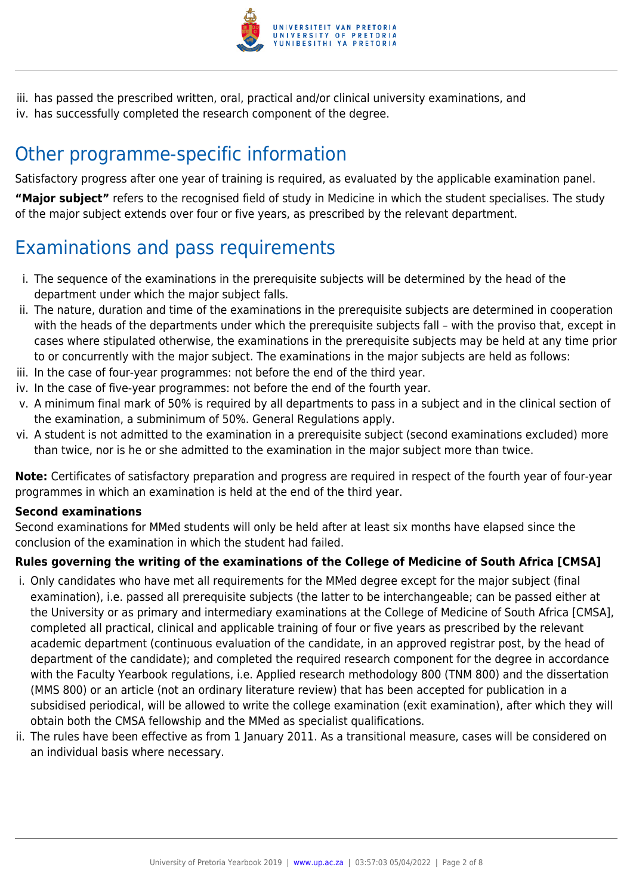iii. has passed the prescribed written, oral, practical and/or clinical university examinations, and
iv. has successfully completed the research component of the degree.

## Other programme-specific information

Satisfactory progress after one year of training is required, as evaluated by the applicable examination panel.

**"Major subject"** refers to the recognised field of study in Medicine in which the student specialises. The study of the major subject extends over four or five years, as prescribed by the relevant department.

## Examinations and pass requirements

i. The sequence of the examinations in the prerequisite subjects will be determined by the head of the department under which the major subject falls.
ii. The nature, duration and time of the examinations in the prerequisite subjects are determined in cooperation with the heads of the departments under which the prerequisite subjects fall – with the proviso that, except in cases where stipulated otherwise, the examinations in the prerequisite subjects may be held at any time prior to or concurrently with the major subject. The examinations in the major subjects are held as follows:
iii. In the case of four-year programmes: not before the end of the third year.
iv. In the case of five-year programmes: not before the end of the fourth year.
v. A minimum final mark of 50% is required by all departments to pass in a subject and in the clinical section of the examination, a subminimum of 50%. General Regulations apply.
vi. A student is not admitted to the examination in a prerequisite subject (second examinations excluded) more than twice, nor is he or she admitted to the examination in the major subject more than twice.

**Note:** Certificates of satisfactory preparation and progress are required in respect of the fourth year of four-year programmes in which an examination is held at the end of the third year.

**Second examinations**
Second examinations for MMed students will only be held after at least six months have elapsed since the conclusion of the examination in which the student had failed.

**Rules governing the writing of the examinations of the College of Medicine of South Africa [CMSA]**

i. Only candidates who have met all requirements for the MMed degree except for the major subject (final examination), i.e. passed all prerequisite subjects (the latter to be interchangeable; can be passed either at the University or as primary and intermediary examinations at the College of Medicine of South Africa [CMSA], completed all practical, clinical and applicable training of four or five years as prescribed by the relevant academic department (continuous evaluation of the candidate, in an approved registrar post, by the head of department of the candidate); and completed the required research component for the degree in accordance with the Faculty Yearbook regulations, i.e. Applied research methodology 800 (TNM 800) and the dissertation (MMS 800) or an article (not an ordinary literature review) that has been accepted for publication in a subsidised periodical, will be allowed to write the college examination (exit examination), after which they will obtain both the CMSA fellowship and the MMed as specialist qualifications.
ii. The rules have been effective as from 1 January 2011. As a transitional measure, cases will be considered on an individual basis where necessary.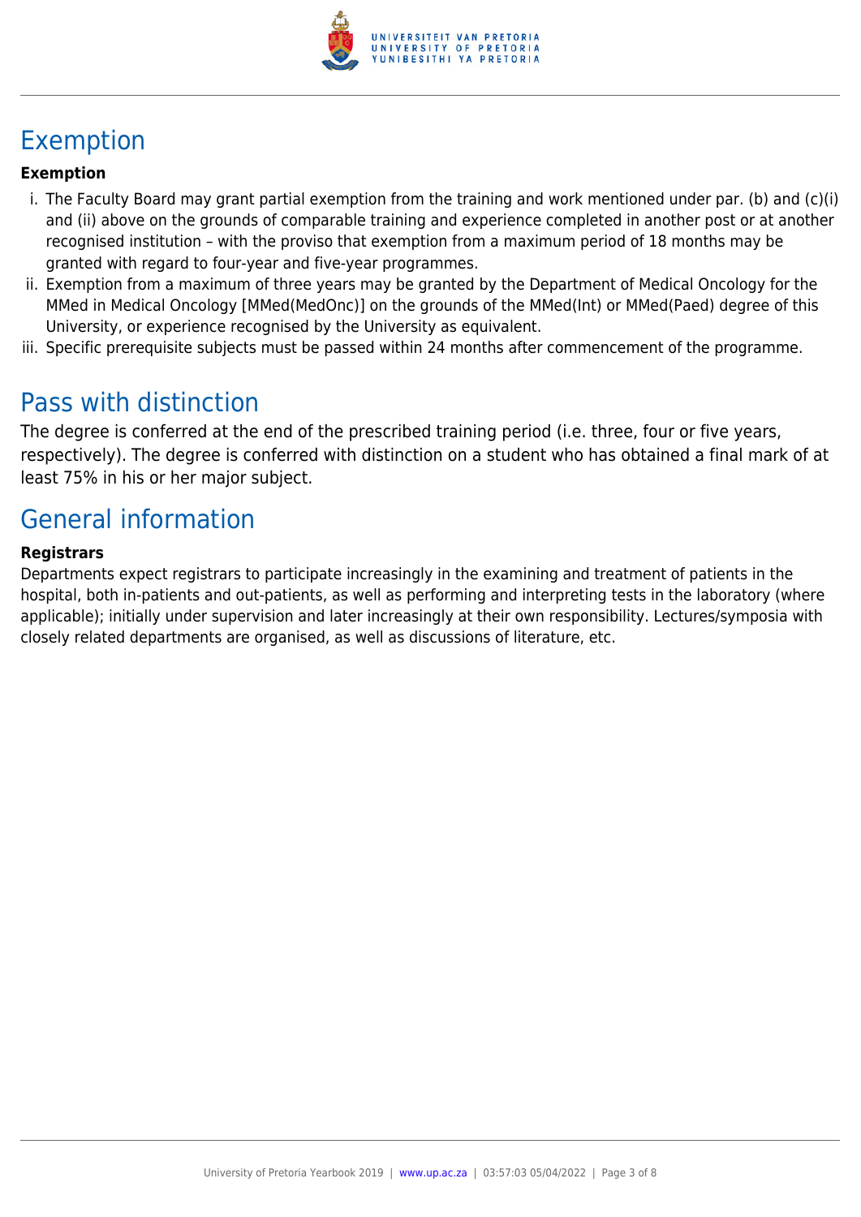## Exemption

**Exemption**

1. The Faculty Board may grant partial exemption from the training and work mentioned under par. (b) and (c)(i) and (ii) above on the grounds of comparable training and experience completed in another post or at another recognised institution – with the proviso that exemption from a maximum period of 18 months may be granted with regard to four-year and five-year programmes.
2. Exemption from a maximum of three years may be granted by the Department of Medical Oncology for the MMed in Medical Oncology [MMed(MedOnc)] on the grounds of the MMed(Int) or MMed(Paed) degree of this University, or experience recognised by the University as equivalent.
3. Specific prerequisite subjects must be passed within 24 months after commencement of the programme.

## Pass with distinction

The degree is conferred at the end of the prescribed training period (i.e. three, four or five years, respectively). The degree is conferred with distinction on a student who has obtained a final mark of at least 75% in his or her major subject.

## General information

**Registrars**

Departments expect registrars to participate increasingly in the examining and treatment of patients in the hospital, both in-patients and out-patients, as well as performing and interpreting tests in the laboratory (where applicable); initially under supervision and later increasingly at their own responsibility. Lectures/symposia with closely related departments are organised, as well as discussions of literature, etc.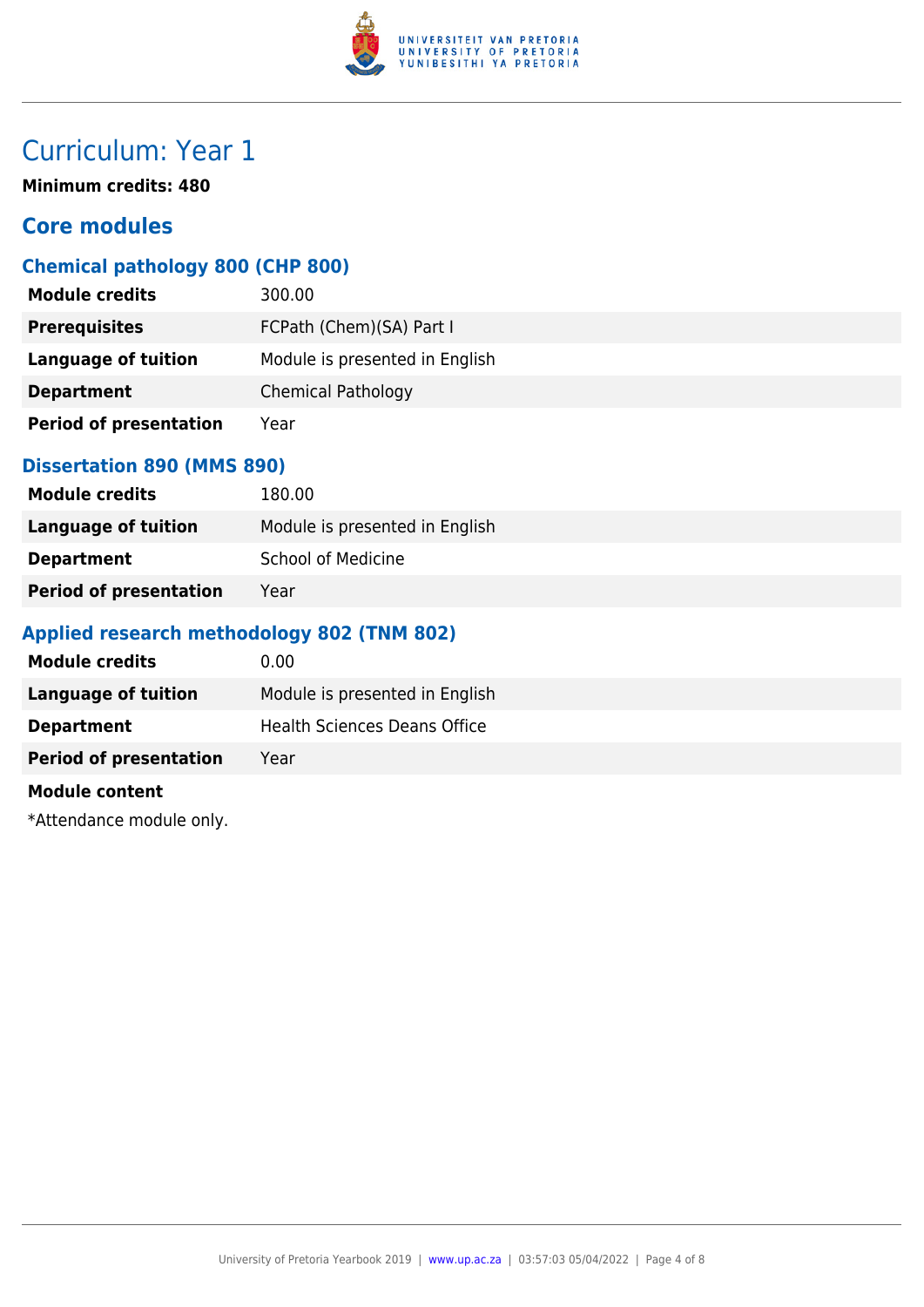# Curriculum: Year 1

**Minimum credits: 480**

## Core modules

### Chemical pathology 800 (CHP 800)

| | |
|---|---|
| **Module credits** | 300.00 |
| **Prerequisites** | FCPath (Chem)(SA) Part I |
| **Language of tuition** | Module is presented in English |
| **Department** | Chemical Pathology |
| **Period of presentation** | Year |

### Dissertation 890 (MMS 890)

| | |
|---|---|
| **Module credits** | 180.00 |
| **Language of tuition** | Module is presented in English |
| **Department** | School of Medicine |
| **Period of presentation** | Year |

### Applied research methodology 802 (TNM 802)

| | |
|---|---|
| **Module credits** | 0.00 |
| **Language of tuition** | Module is presented in English |
| **Department** | Health Sciences Deans Office |
| **Period of presentation** | Year |

**Module content**

*Attendance module only.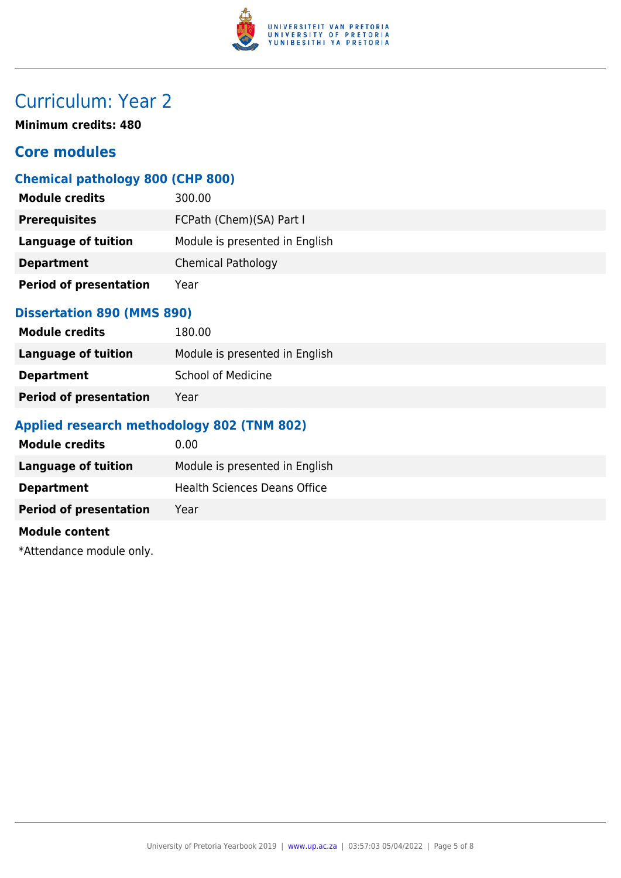# Curriculum: Year 2

**Minimum credits: 480**

## Core modules

### Chemical pathology 800 (CHP 800)

| | |
|---|---|
| **Module credits** | 300.00 |
| **Prerequisites** | FCPath (Chem)(SA) Part I |
| **Language of tuition** | Module is presented in English |
| **Department** | Chemical Pathology |
| **Period of presentation** | Year |

### Dissertation 890 (MMS 890)

| | |
|---|---|
| **Module credits** | 180.00 |
| **Language of tuition** | Module is presented in English |
| **Department** | School of Medicine |
| **Period of presentation** | Year |

### Applied research methodology 802 (TNM 802)

| | |
|---|---|
| **Module credits** | 0.00 |
| **Language of tuition** | Module is presented in English |
| **Department** | Health Sciences Deans Office |
| **Period of presentation** | Year |

**Module content**

*Attendance module only.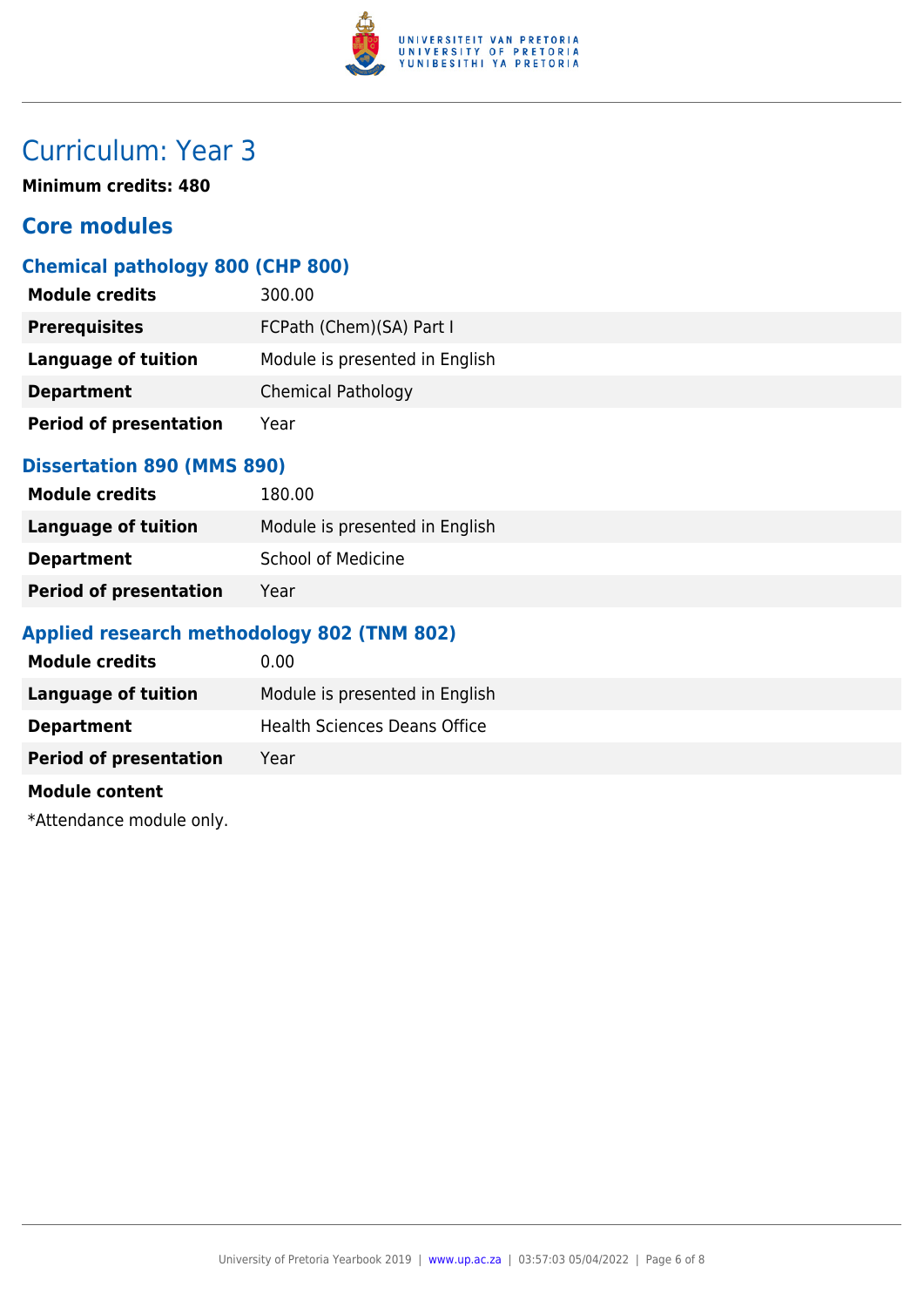# Curriculum: Year 3

**Minimum credits: 480**

## Core modules

### Chemical pathology 800 (CHP 800)

| | |
|---|---|
| **Module credits** | 300.00 |
| **Prerequisites** | FCPath (Chem)(SA) Part I |
| **Language of tuition** | Module is presented in English |
| **Department** | Chemical Pathology |
| **Period of presentation** | Year |

### Dissertation 890 (MMS 890)

| | |
|---|---|
| **Module credits** | 180.00 |
| **Language of tuition** | Module is presented in English |
| **Department** | School of Medicine |
| **Period of presentation** | Year |

### Applied research methodology 802 (TNM 802)

| | |
|---|---|
| **Module credits** | 0.00 |
| **Language of tuition** | Module is presented in English |
| **Department** | Health Sciences Deans Office |
| **Period of presentation** | Year |

**Module content**

*Attendance module only.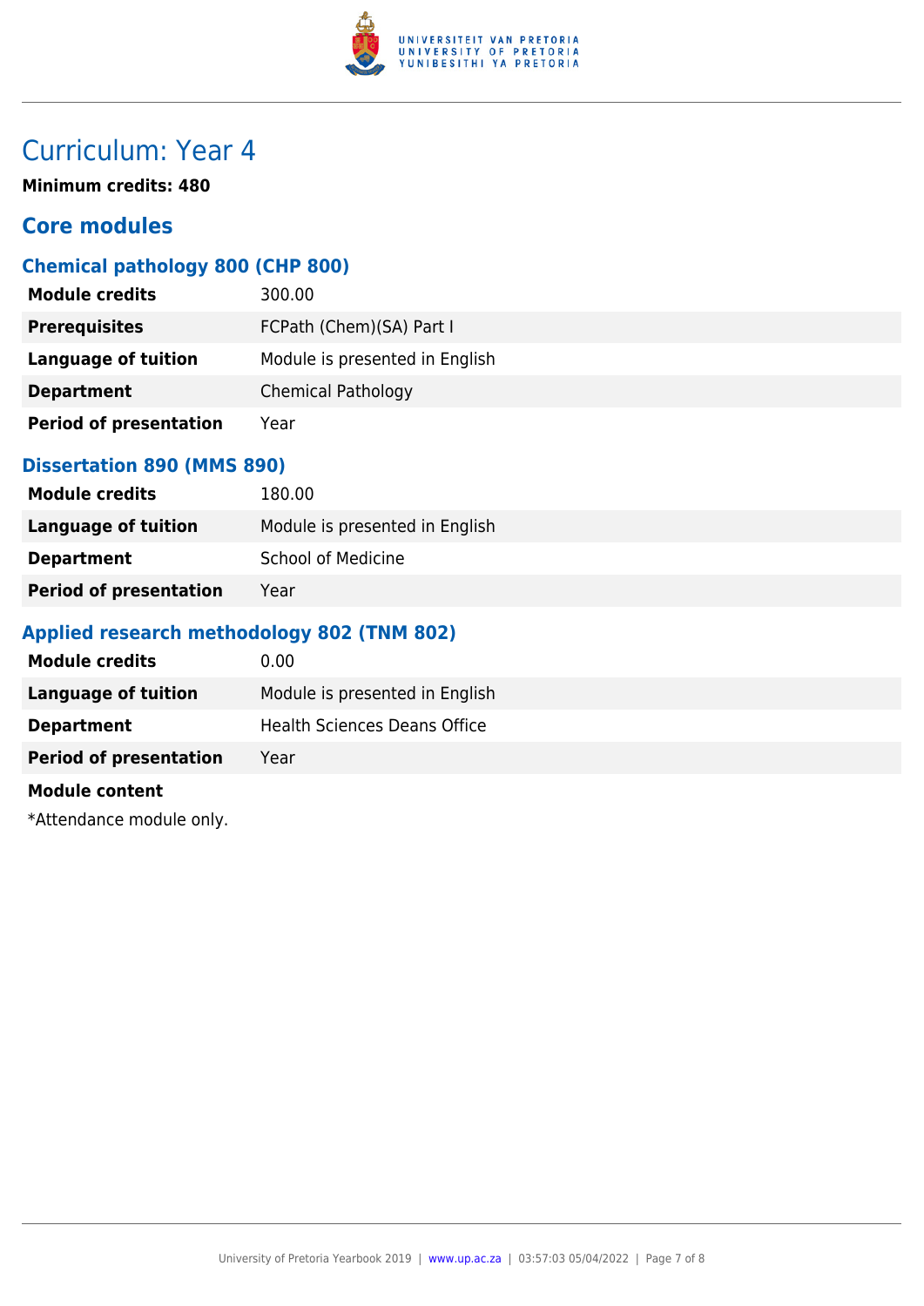# Curriculum: Year 4

**Minimum credits: 480**

## Core modules

### Chemical pathology 800 (CHP 800)

| | |
|---|---|
| **Module credits** | 300.00 |
| **Prerequisites** | FCPath (Chem)(SA) Part I |
| **Language of tuition** | Module is presented in English |
| **Department** | Chemical Pathology |
| **Period of presentation** | Year |

### Dissertation 890 (MMS 890)

| | |
|---|---|
| **Module credits** | 180.00 |
| **Language of tuition** | Module is presented in English |
| **Department** | School of Medicine |
| **Period of presentation** | Year |

### Applied research methodology 802 (TNM 802)

| | |
|---|---|
| **Module credits** | 0.00 |
| **Language of tuition** | Module is presented in English |
| **Department** | Health Sciences Deans Office |
| **Period of presentation** | Year |

**Module content**

*Attendance module only.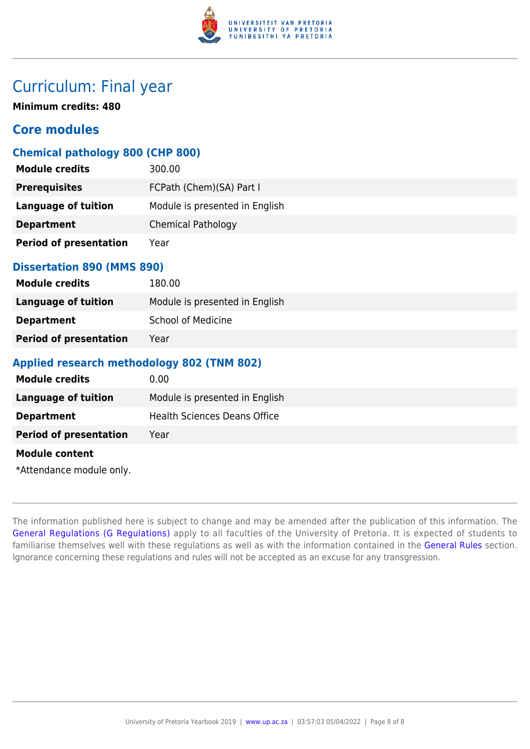# Curriculum: Final year

**Minimum credits: 480**

## Core modules

### Chemical pathology 800 (CHP 800)

| | |
|---|---|
| **Module credits** | 300.00 |
| **Prerequisites** | FCPath (Chem)(SA) Part I |
| **Language of tuition** | Module is presented in English |
| **Department** | Chemical Pathology |
| **Period of presentation** | Year |

### Dissertation 890 (MMS 890)

| | |
|---|---|
| **Module credits** | 180.00 |
| **Language of tuition** | Module is presented in English |
| **Department** | School of Medicine |
| **Period of presentation** | Year |

### Applied research methodology 802 (TNM 802)

| | |
|---|---|
| **Module credits** | 0.00 |
| **Language of tuition** | Module is presented in English |
| **Department** | Health Sciences Deans Office |
| **Period of presentation** | Year |

**Module content**

*Attendance module only.

The information published here is subject to change and may be amended after the publication of this information. The General Regulations (G Regulations) apply to all faculties of the University of Pretoria. It is expected of students to familiarise themselves well with these regulations as well as with the information contained in the General Rules section. Ignorance concerning these regulations and rules will not be accepted as an excuse for any transgression.